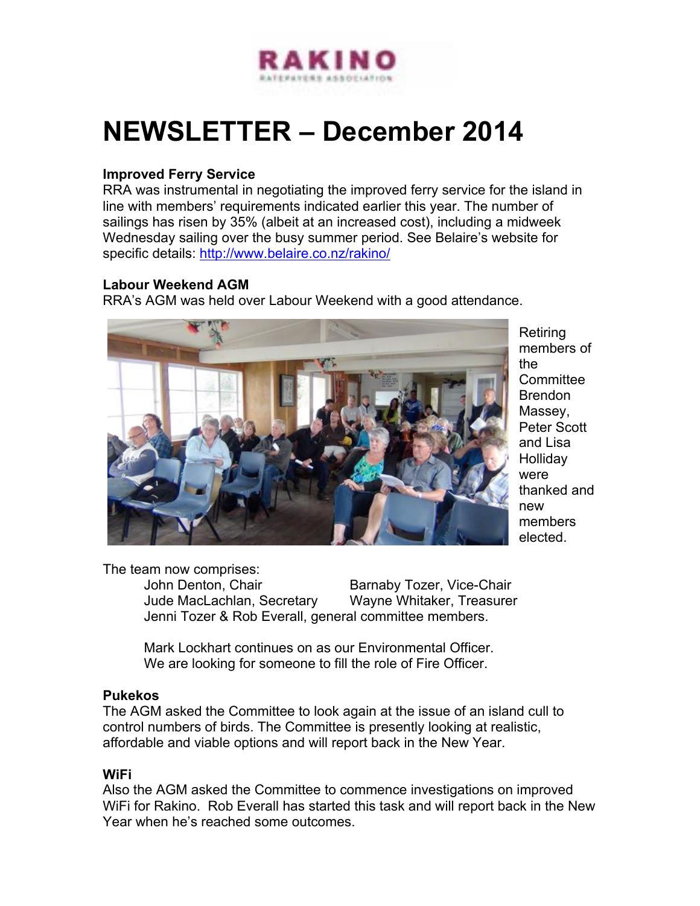# NEWSLETTER – December 2014

**Improved Ferry Service**

RRA was instrumental in negotiating the improved ferry service for the island in line with members' requirements indicated earlier this year. The number of sailings has risen by 35% (albeit at an increased cost), including a midweek Wednesday sailing over the busy summer period. See Belaire's website for specific details: http://www.belaire.co.nz/rakino/

**Labour Weekend AGM**

RRA's AGM was held over Labour Weekend with a good attendance.

Retiring members of the Committee Brendon Massey, Peter Scott and Lisa Holliday were thanked and new members elected.

The team now comprises:

John Denton, Chair — Barnaby Tozer, Vice-Chair
Jude MacLachlan, Secretary — Wayne Whitaker, Treasurer
Jenni Tozer & Rob Everall, general committee members.

Mark Lockhart continues on as our Environmental Officer.
We are looking for someone to fill the role of Fire Officer.

**Pukekos**

The AGM asked the Committee to look again at the issue of an island cull to control numbers of birds. The Committee is presently looking at realistic, affordable and viable options and will report back in the New Year.

**WiFi**

Also the AGM asked the Committee to commence investigations on improved WiFi for Rakino. Rob Everall has started this task and will report back in the New Year when he's reached some outcomes.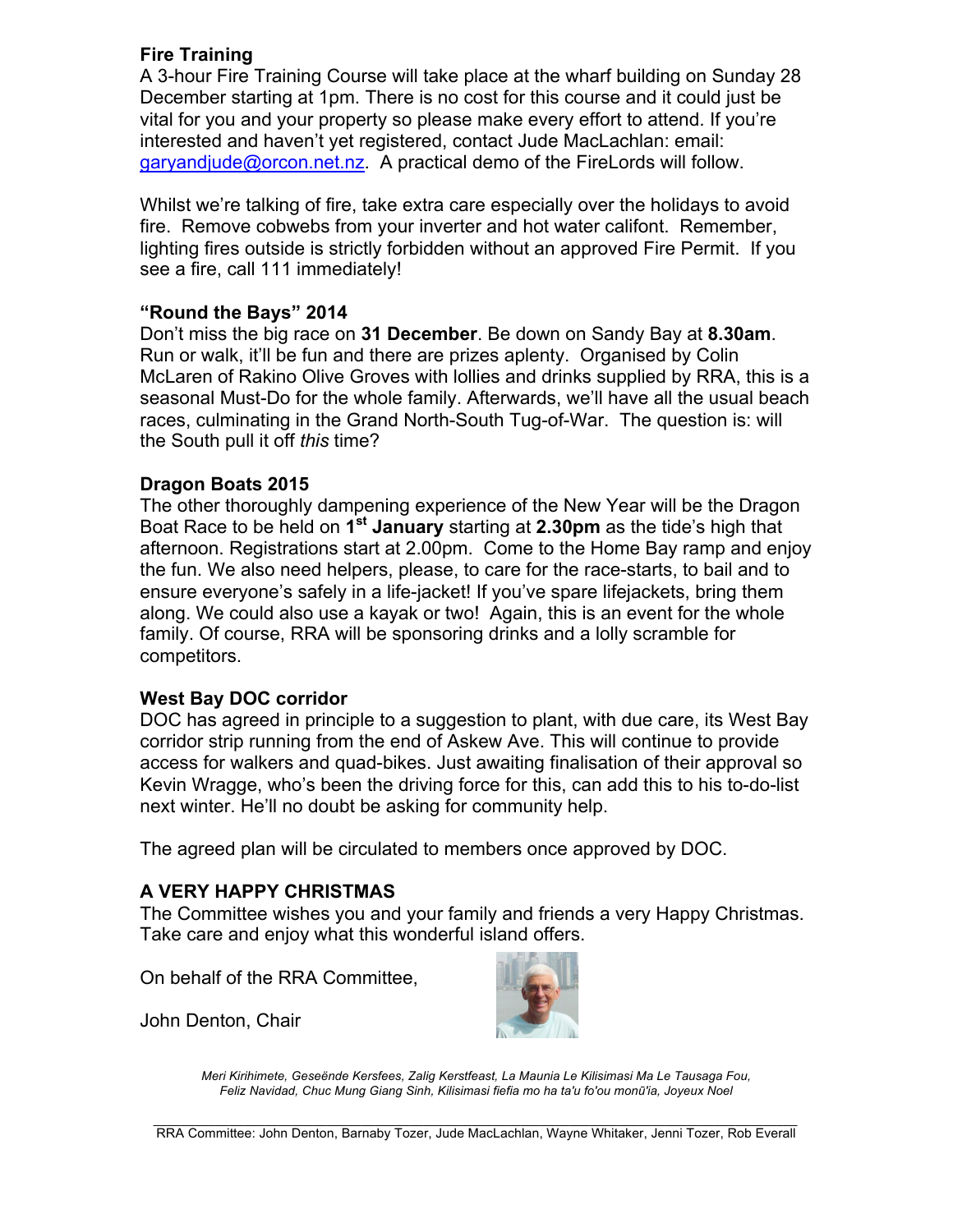**Fire Training**

A 3-hour Fire Training Course will take place at the wharf building on Sunday 28 December starting at 1pm. There is no cost for this course and it could just be vital for you and your property so please make every effort to attend. If you're interested and haven't yet registered, contact Jude MacLachlan: email: garyandjude@orcon.net.nz. A practical demo of the FireLords will follow.

Whilst we're talking of fire, take extra care especially over the holidays to avoid fire. Remove cobwebs from your inverter and hot water califont. Remember, lighting fires outside is strictly forbidden without an approved Fire Permit. If you see a fire, call 111 immediately!

**"Round the Bays" 2014**

Don't miss the big race on **31 December**. Be down on Sandy Bay at **8.30am**. Run or walk, it'll be fun and there are prizes aplenty. Organised by Colin McLaren of Rakino Olive Groves with lollies and drinks supplied by RRA, this is a seasonal Must-Do for the whole family. Afterwards, we'll have all the usual beach races, culminating in the Grand North-South Tug-of-War. The question is: will the South pull it off *this* time?

**Dragon Boats 2015**

The other thoroughly dampening experience of the New Year will be the Dragon Boat Race to be held on **1st January** starting at **2.30pm** as the tide's high that afternoon. Registrations start at 2.00pm. Come to the Home Bay ramp and enjoy the fun. We also need helpers, please, to care for the race-starts, to bail and to ensure everyone's safely in a life-jacket! If you've spare lifejackets, bring them along. We could also use a kayak or two! Again, this is an event for the whole family. Of course, RRA will be sponsoring drinks and a lolly scramble for competitors.

**West Bay DOC corridor**

DOC has agreed in principle to a suggestion to plant, with due care, its West Bay corridor strip running from the end of Askew Ave. This will continue to provide access for walkers and quad-bikes. Just awaiting finalisation of their approval so Kevin Wragge, who's been the driving force for this, can add this to his to-do-list next winter. He'll no doubt be asking for community help.

The agreed plan will be circulated to members once approved by DOC.

**A VERY HAPPY CHRISTMAS**

The Committee wishes you and your family and friends a very Happy Christmas. Take care and enjoy what this wonderful island offers.

On behalf of the RRA Committee,

John Denton, Chair

*Meri Kirihimete, Geseënde Kersfees, Zalig Kerstfeast, La Maunia Le Kilisimasi Ma Le Tausaga Fou, Feliz Navidad, Chuc Mung Giang Sinh, Kilisimasi fiefia mo ha ta'u fo'ou monū'ia, Joyeux Noel*

RRA Committee: John Denton, Barnaby Tozer, Jude MacLachlan, Wayne Whitaker, Jenni Tozer, Rob Everall